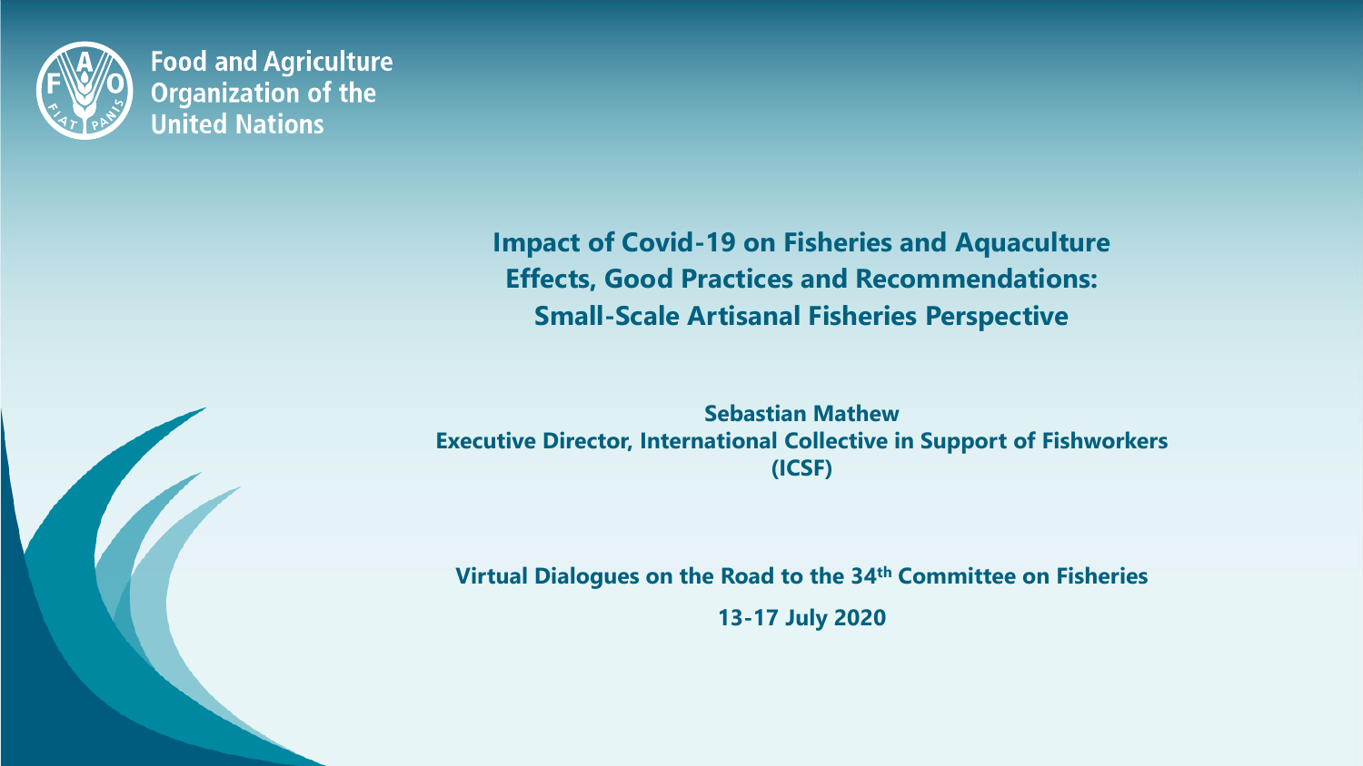Food and Agriculture Organization of the United Nations

# Impact of Covid-19 on Fisheries and Aquaculture Effects, Good Practices and Recommendations: Small-Scale Artisanal Fisheries Perspective

**Sebastian Mathew**
**Executive Director, International Collective in Support of Fishworkers (ICSF)**

**Virtual Dialogues on the Road to the 34th Committee on Fisheries**

**13-17 July 2020**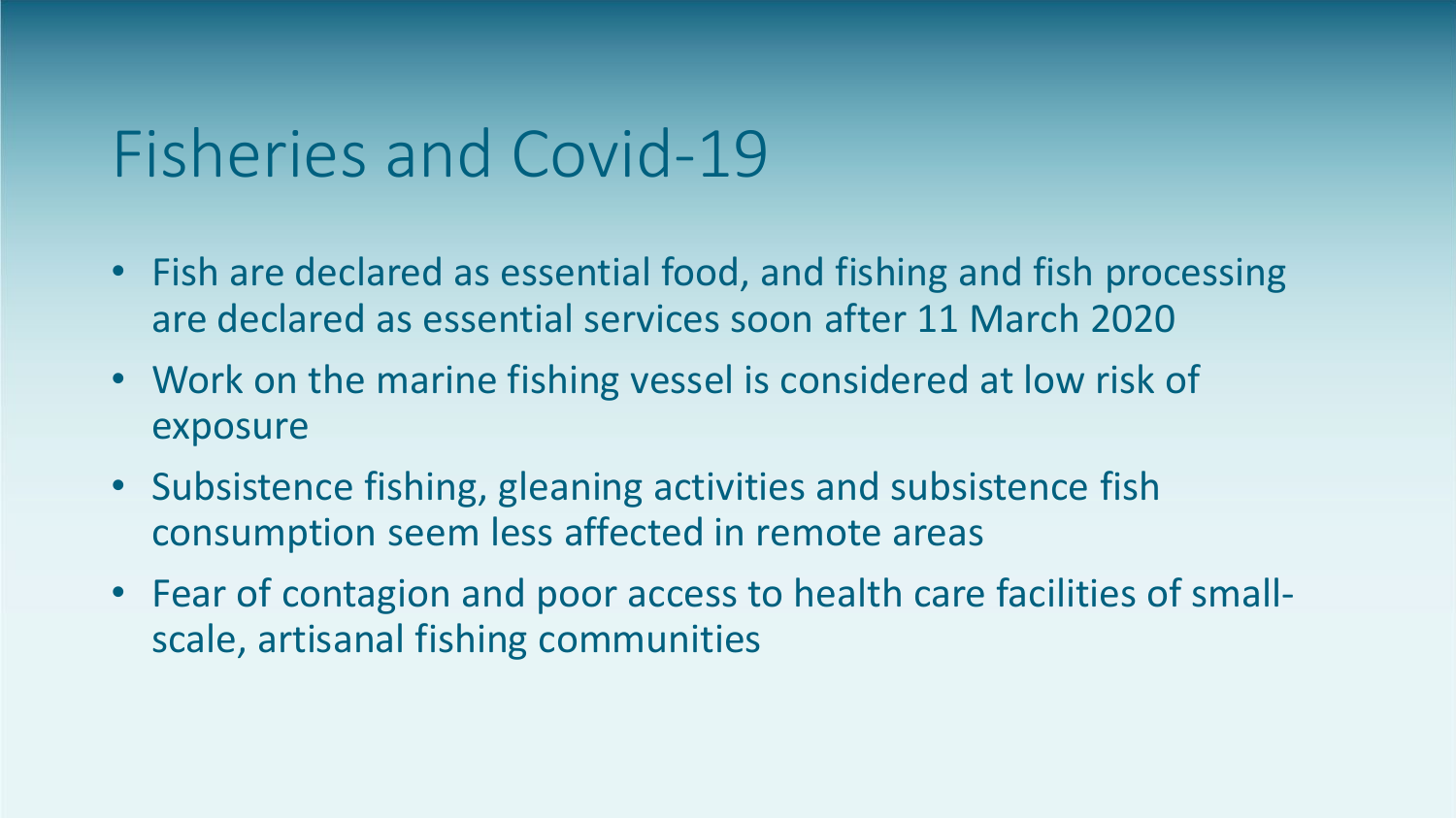# Fisheries and Covid-19

- Fish are declared as essential food, and fishing and fish processing are declared as essential services soon after 11 March 2020
- Work on the marine fishing vessel is considered at low risk of exposure
- Subsistence fishing, gleaning activities and subsistence fish consumption seem less affected in remote areas
- Fear of contagion and poor access to health care facilities of small-scale, artisanal fishing communities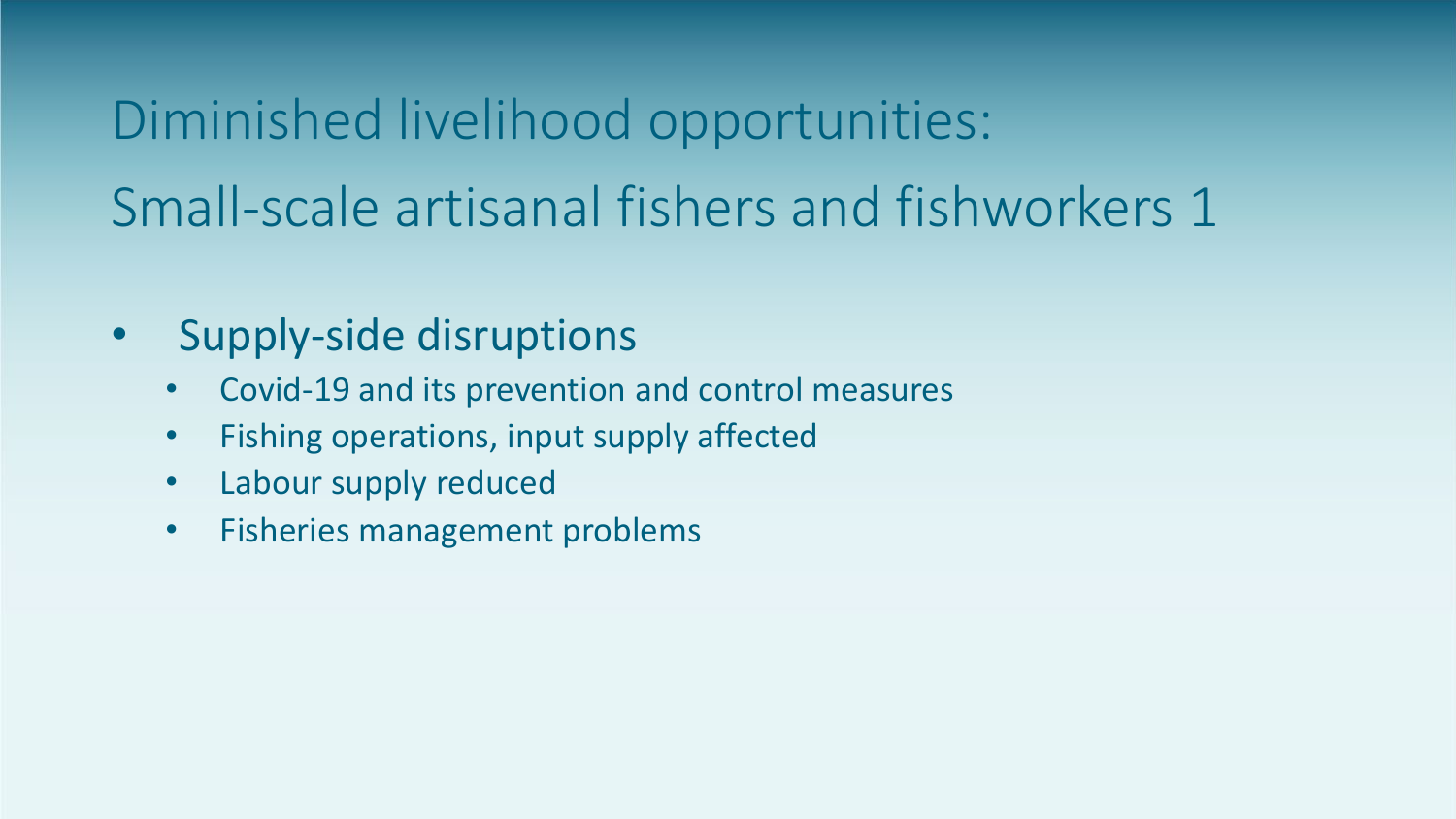# Diminished livelihood opportunities: Small-scale artisanal fishers and fishworkers 1

- Supply-side disruptions
  - Covid-19 and its prevention and control measures
  - Fishing operations, input supply affected
  - Labour supply reduced
  - Fisheries management problems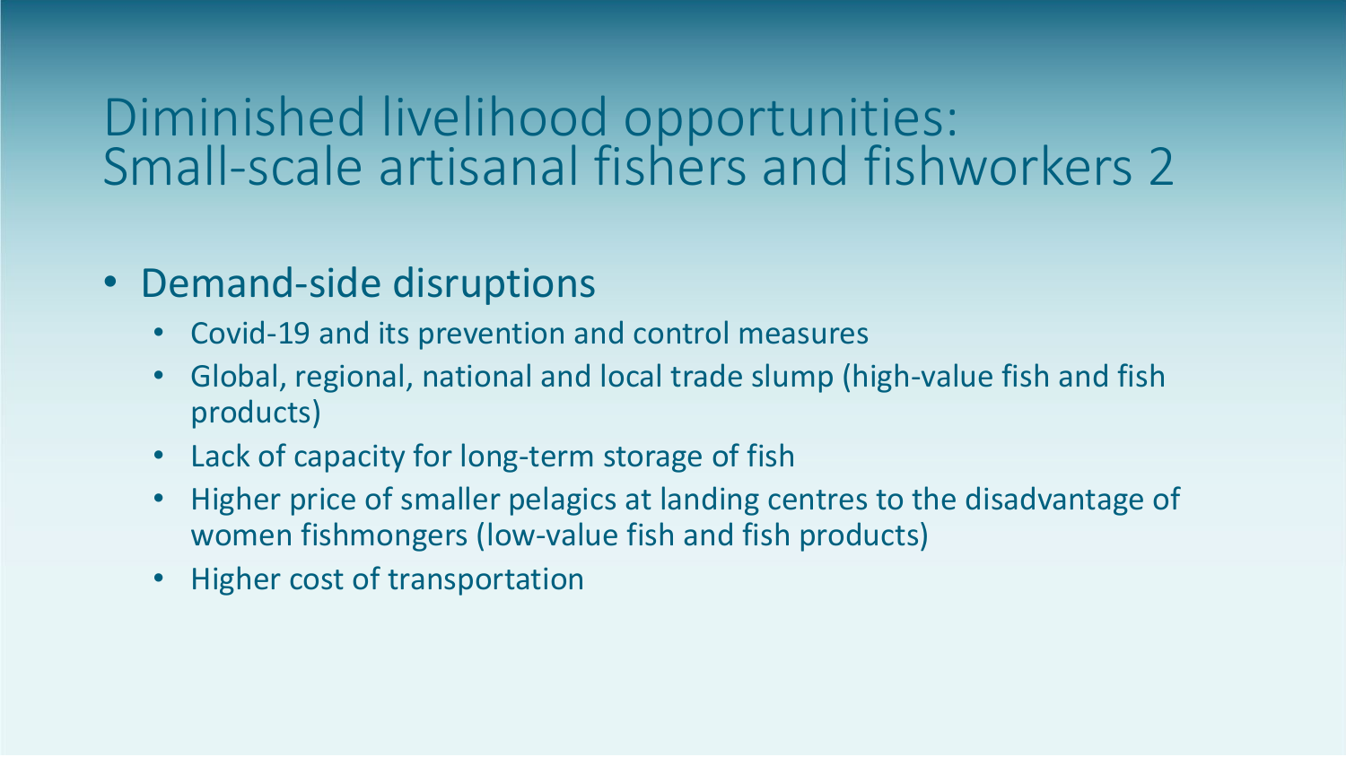# Diminished livelihood opportunities: Small-scale artisanal fishers and fishworkers 2

- Demand-side disruptions
  - Covid-19 and its prevention and control measures
  - Global, regional, national and local trade slump (high-value fish and fish products)
  - Lack of capacity for long-term storage of fish
  - Higher price of smaller pelagics at landing centres to the disadvantage of women fishmongers (low-value fish and fish products)
  - Higher cost of transportation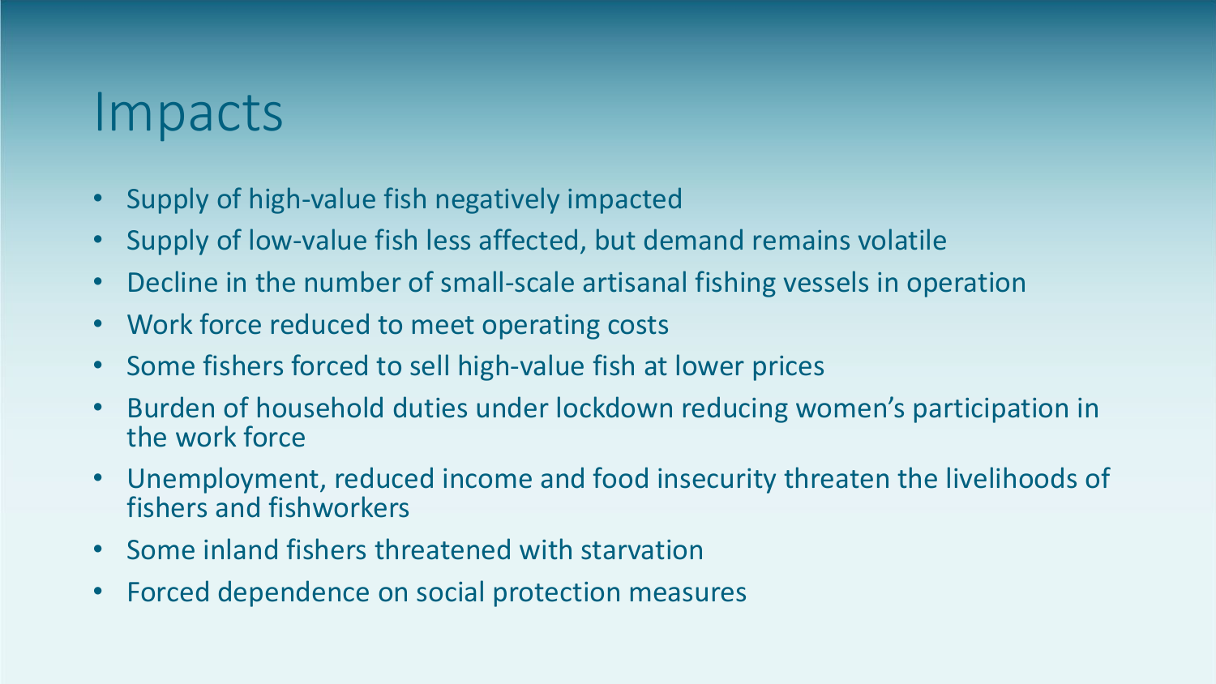# Impacts

- Supply of high-value fish negatively impacted
- Supply of low-value fish less affected, but demand remains volatile
- Decline in the number of small-scale artisanal fishing vessels in operation
- Work force reduced to meet operating costs
- Some fishers forced to sell high-value fish at lower prices
- Burden of household duties under lockdown reducing women's participation in the work force
- Unemployment, reduced income and food insecurity threaten the livelihoods of fishers and fishworkers
- Some inland fishers threatened with starvation
- Forced dependence on social protection measures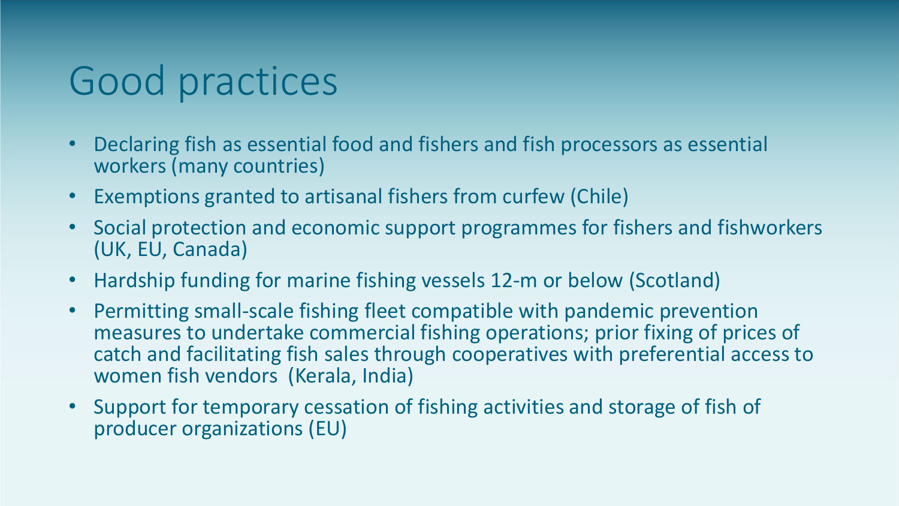# Good practices

- Declaring fish as essential food and fishers and fish processors as essential workers (many countries)
- Exemptions granted to artisanal fishers from curfew (Chile)
- Social protection and economic support programmes for fishers and fishworkers (UK, EU, Canada)
- Hardship funding for marine fishing vessels 12-m or below (Scotland)
- Permitting small-scale fishing fleet compatible with pandemic prevention measures to undertake commercial fishing operations; prior fixing of prices of catch and facilitating fish sales through cooperatives with preferential access to women fish vendors (Kerala, India)
- Support for temporary cessation of fishing activities and storage of fish of producer organizations (EU)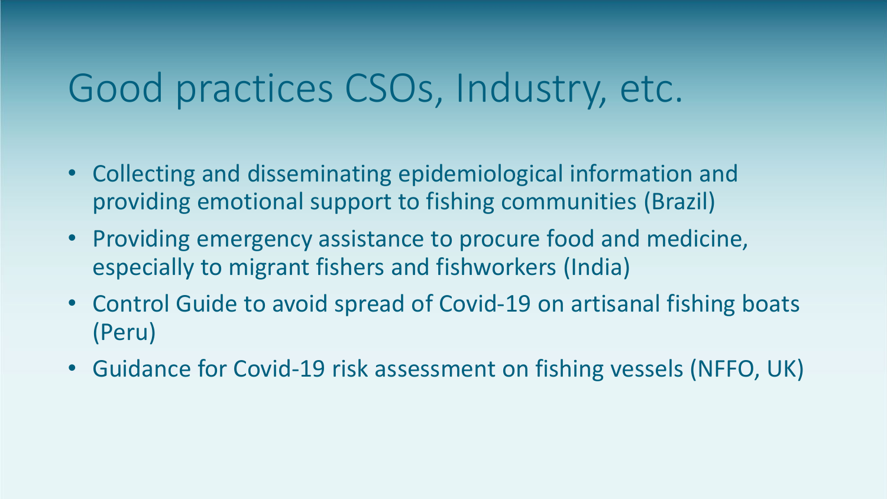# Good practices CSOs, Industry, etc.

- Collecting and disseminating epidemiological information and providing emotional support to fishing communities (Brazil)
- Providing emergency assistance to procure food and medicine, especially to migrant fishers and fishworkers (India)
- Control Guide to avoid spread of Covid-19 on artisanal fishing boats (Peru)
- Guidance for Covid-19 risk assessment on fishing vessels (NFFO, UK)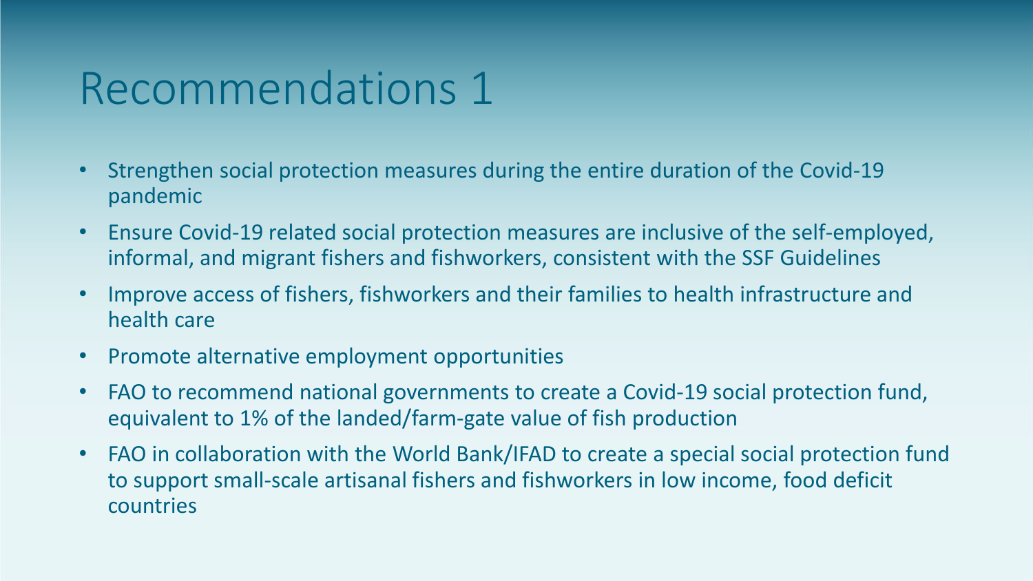# Recommendations 1

- Strengthen social protection measures during the entire duration of the Covid-19 pandemic
- Ensure Covid-19 related social protection measures are inclusive of the self-employed, informal, and migrant fishers and fishworkers, consistent with the SSF Guidelines
- Improve access of fishers, fishworkers and their families to health infrastructure and health care
- Promote alternative employment opportunities
- FAO to recommend national governments to create a Covid-19 social protection fund, equivalent to 1% of the landed/farm-gate value of fish production
- FAO in collaboration with the World Bank/IFAD to create a special social protection fund to support small-scale artisanal fishers and fishworkers in low income, food deficit countries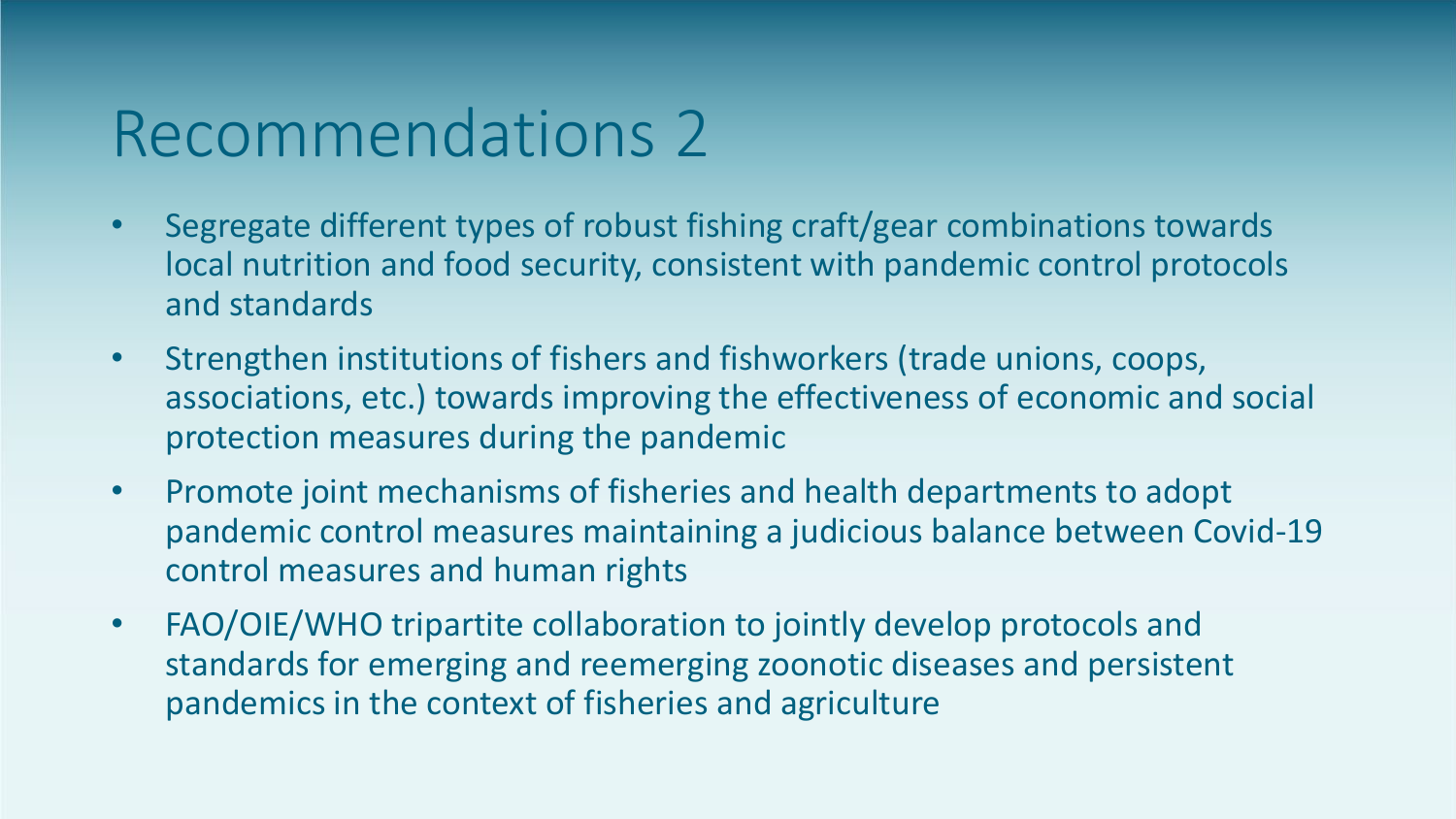# Recommendations 2

- Segregate different types of robust fishing craft/gear combinations towards local nutrition and food security, consistent with pandemic control protocols and standards
- Strengthen institutions of fishers and fishworkers (trade unions, coops, associations, etc.) towards improving the effectiveness of economic and social protection measures during the pandemic
- Promote joint mechanisms of fisheries and health departments to adopt pandemic control measures maintaining a judicious balance between Covid-19 control measures and human rights
- FAO/OIE/WHO tripartite collaboration to jointly develop protocols and standards for emerging and reemerging zoonotic diseases and persistent pandemics in the context of fisheries and agriculture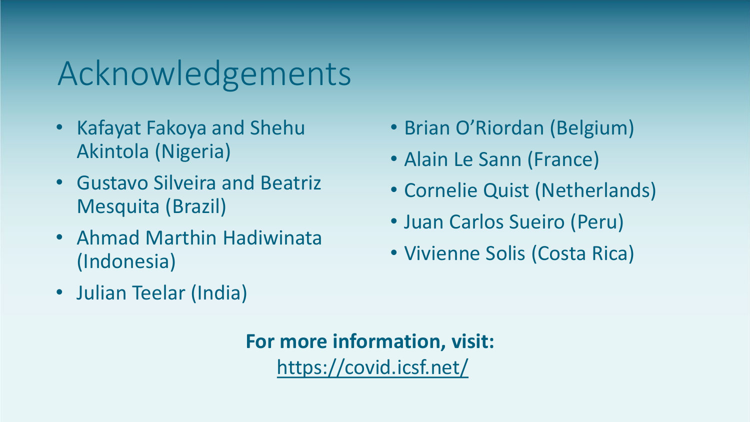# Acknowledgements

- Kafayat Fakoya and Shehu Akintola (Nigeria)
- Gustavo Silveira and Beatriz Mesquita (Brazil)
- Ahmad Marthin Hadiwinata (Indonesia)
- Julian Teelar (India)
- Brian O'Riordan (Belgium)
- Alain Le Sann (France)
- Cornelie Quist (Netherlands)
- Juan Carlos Sueiro (Peru)
- Vivienne Solis (Costa Rica)

**For more information, visit:**

https://covid.icsf.net/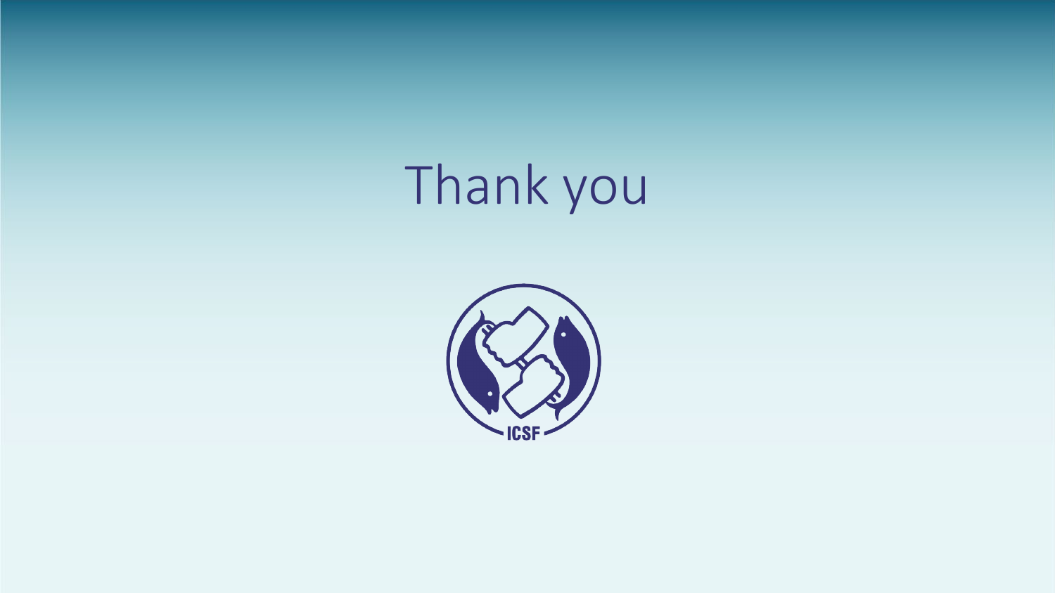# Thank you

ICSF